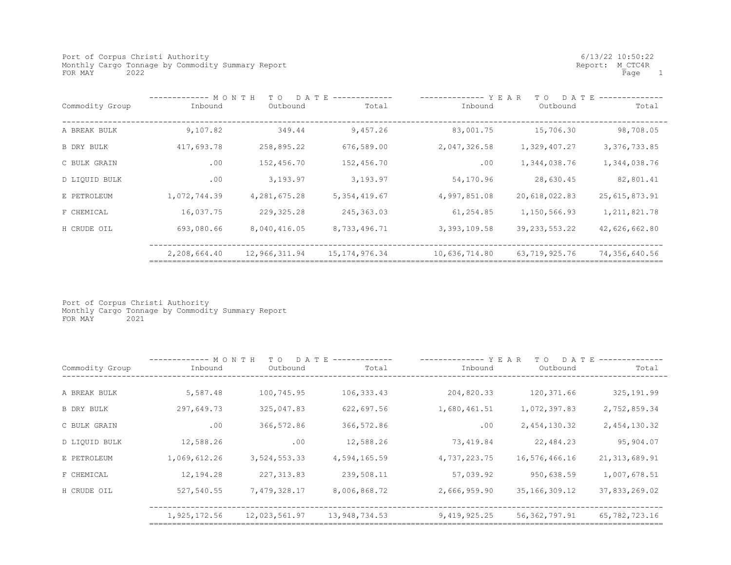Port of Corpus Christi Authority
Monthly Cargo Tonnage by Commodity Summary Report
FOR MAY 2022

6/13/22 10:50:22
Report: M_CTC4R

| Commodity Group | MONTH TO DATE Inbound | MONTH TO DATE Outbound | MONTH TO DATE Total | YEAR TO DATE Inbound | YEAR TO DATE Outbound | YEAR TO DATE Total |
|---|---|---|---|---|---|---|
| A BREAK BULK | 9,107.82 | 349.44 | 9,457.26 | 83,001.75 | 15,706.30 | 98,708.05 |
| B DRY BULK | 417,693.78 | 258,895.22 | 676,589.00 | 2,047,326.58 | 1,329,407.27 | 3,376,733.85 |
| C BULK GRAIN | .00 | 152,456.70 | 152,456.70 | .00 | 1,344,038.76 | 1,344,038.76 |
| D LIQUID BULK | .00 | 3,193.97 | 3,193.97 | 54,170.96 | 28,630.45 | 82,801.41 |
| E PETROLEUM | 1,072,744.39 | 4,281,675.28 | 5,354,419.67 | 4,997,851.08 | 20,618,022.83 | 25,615,873.91 |
| F CHEMICAL | 16,037.75 | 229,325.28 | 245,363.03 | 61,254.85 | 1,150,566.93 | 1,211,821.78 |
| H CRUDE OIL | 693,080.66 | 8,040,416.05 | 8,733,496.71 | 3,393,109.58 | 39,233,553.22 | 42,626,662.80 |
| | 2,208,664.40 | 12,966,311.94 | 15,174,976.34 | 10,636,714.80 | 63,719,925.76 | 74,356,640.56 |

Port of Corpus Christi Authority
Monthly Cargo Tonnage by Commodity Summary Report
FOR MAY 2021

| Commodity Group | MONTH TO DATE Inbound | MONTH TO DATE Outbound | MONTH TO DATE Total | YEAR TO DATE Inbound | YEAR TO DATE Outbound | YEAR TO DATE Total |
|---|---|---|---|---|---|---|
| A BREAK BULK | 5,587.48 | 100,745.95 | 106,333.43 | 204,820.33 | 120,371.66 | 325,191.99 |
| B DRY BULK | 297,649.73 | 325,047.83 | 622,697.56 | 1,680,461.51 | 1,072,397.83 | 2,752,859.34 |
| C BULK GRAIN | .00 | 366,572.86 | 366,572.86 | .00 | 2,454,130.32 | 2,454,130.32 |
| D LIQUID BULK | 12,588.26 | .00 | 12,588.26 | 73,419.84 | 22,484.23 | 95,904.07 |
| E PETROLEUM | 1,069,612.26 | 3,524,553.33 | 4,594,165.59 | 4,737,223.75 | 16,576,466.16 | 21,313,689.91 |
| F CHEMICAL | 12,194.28 | 227,313.83 | 239,508.11 | 57,039.92 | 950,638.59 | 1,007,678.51 |
| H CRUDE OIL | 527,540.55 | 7,479,328.17 | 8,006,868.72 | 2,666,959.90 | 35,166,309.12 | 37,833,269.02 |
| | 1,925,172.56 | 12,023,561.97 | 13,948,734.53 | 9,419,925.25 | 56,362,797.91 | 65,782,723.16 |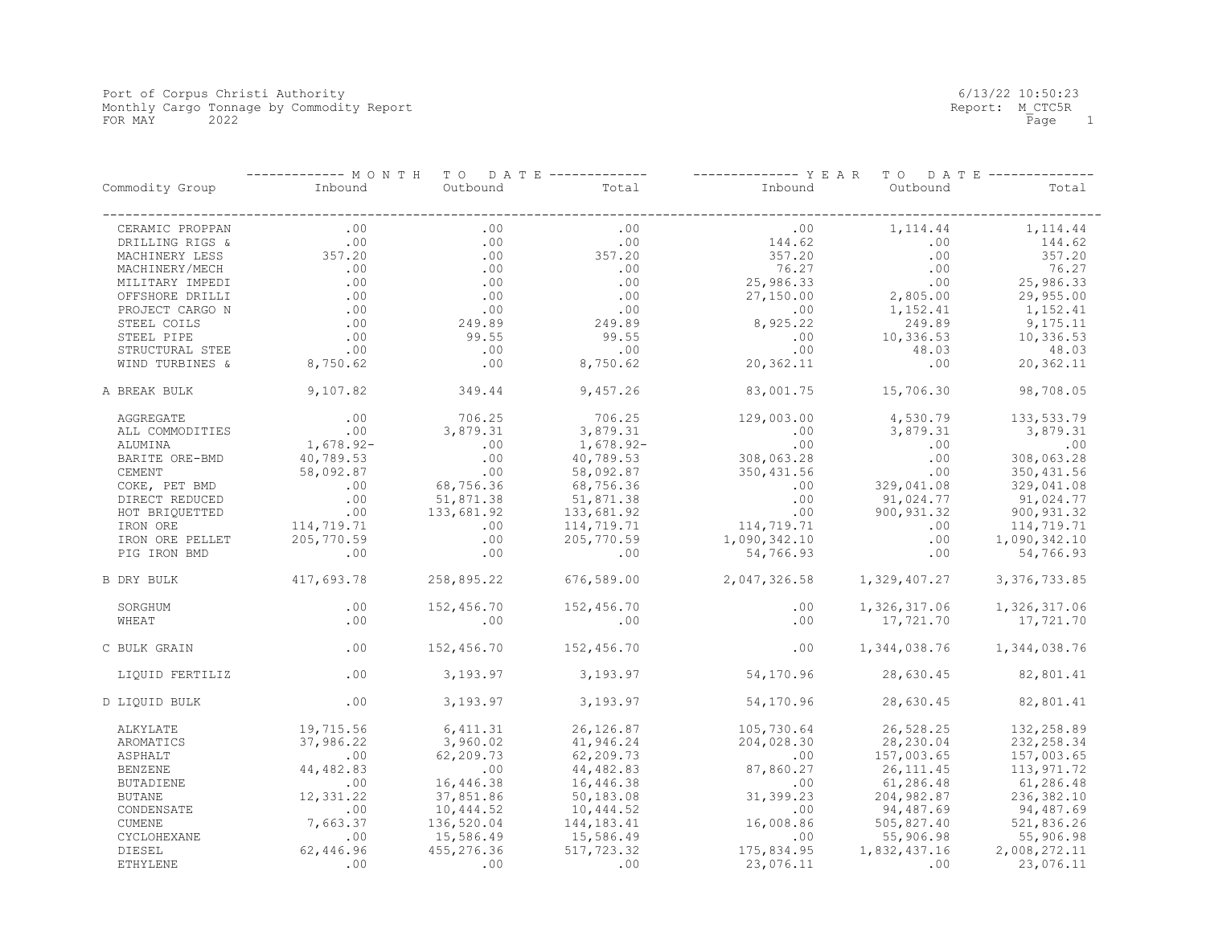Port of Corpus Christi Authority
Monthly Cargo Tonnage by Commodity Report
FOR MAY 2022

6/13/22 10:50:23
Report: M_CTC5R

| Commodity Group | MONTH TO DATE Inbound | MONTH TO DATE Outbound | MONTH TO DATE Total | YEAR TO DATE Inbound | YEAR TO DATE Outbound | YEAR TO DATE Total |
|---|---|---|---|---|---|---|
| CERAMIC PROPPAN | .00 | .00 | .00 | .00 | 1,114.44 | 1,114.44 |
| DRILLING RIGS & | .00 | .00 | .00 | 144.62 | .00 | 144.62 |
| MACHINERY LESS | 357.20 | .00 | 357.20 | 357.20 | .00 | 357.20 |
| MACHINERY/MECH | .00 | .00 | .00 | 76.27 | .00 | 76.27 |
| MILITARY IMPEDI | .00 | .00 | .00 | 25,986.33 | .00 | 25,986.33 |
| OFFSHORE DRILLI | .00 | .00 | .00 | 27,150.00 | 2,805.00 | 29,955.00 |
| PROJECT CARGO N | .00 | .00 | .00 | .00 | 1,152.41 | 1,152.41 |
| STEEL COILS | .00 | 249.89 | 249.89 | 8,925.22 | 249.89 | 9,175.11 |
| STEEL PIPE | .00 | 99.55 | 99.55 | .00 | 10,336.53 | 10,336.53 |
| STRUCTURAL STEE | .00 | .00 | .00 | .00 | 48.03 | 48.03 |
| WIND TURBINES & | 8,750.62 | .00 | 8,750.62 | 20,362.11 | .00 | 20,362.11 |
| A BREAK BULK | 9,107.82 | 349.44 | 9,457.26 | 83,001.75 | 15,706.30 | 98,708.05 |
| AGGREGATE | .00 | 706.25 | 706.25 | 129,003.00 | 4,530.79 | 133,533.79 |
| ALL COMMODITIES | .00 | 3,879.31 | 3,879.31 | .00 | 3,879.31 | 3,879.31 |
| ALUMINA | 1,678.92- | .00 | 1,678.92- | .00 | .00 | .00 |
| BARITE ORE-BMD | 40,789.53 | .00 | 40,789.53 | 308,063.28 | .00 | 308,063.28 |
| CEMENT | 58,092.87 | .00 | 58,092.87 | 350,431.56 | .00 | 350,431.56 |
| COKE, PET BMD | .00 | 68,756.36 | 68,756.36 | .00 | 329,041.08 | 329,041.08 |
| DIRECT REDUCED | .00 | 51,871.38 | 51,871.38 | .00 | 91,024.77 | 91,024.77 |
| HOT BRIQUETTED | .00 | 133,681.92 | 133,681.92 | .00 | 900,931.32 | 900,931.32 |
| IRON ORE | 114,719.71 | .00 | 114,719.71 | 114,719.71 | .00 | 114,719.71 |
| IRON ORE PELLET | 205,770.59 | .00 | 205,770.59 | 1,090,342.10 | .00 | 1,090,342.10 |
| PIG IRON BMD | .00 | .00 | .00 | 54,766.93 | .00 | 54,766.93 |
| B DRY BULK | 417,693.78 | 258,895.22 | 676,589.00 | 2,047,326.58 | 1,329,407.27 | 3,376,733.85 |
| SORGHUM | .00 | 152,456.70 | 152,456.70 | .00 | 1,326,317.06 | 1,326,317.06 |
| WHEAT | .00 | .00 | .00 | .00 | 17,721.70 | 17,721.70 |
| C BULK GRAIN | .00 | 152,456.70 | 152,456.70 | .00 | 1,344,038.76 | 1,344,038.76 |
| LIQUID FERTILIZ | .00 | 3,193.97 | 3,193.97 | 54,170.96 | 28,630.45 | 82,801.41 |
| D LIQUID BULK | .00 | 3,193.97 | 3,193.97 | 54,170.96 | 28,630.45 | 82,801.41 |
| ALKYLATE | 19,715.56 | 6,411.31 | 26,126.87 | 105,730.64 | 26,528.25 | 132,258.89 |
| AROMATICS | 37,986.22 | 3,960.02 | 41,946.24 | 204,028.30 | 28,230.04 | 232,258.34 |
| ASPHALT | .00 | 62,209.73 | 62,209.73 | .00 | 157,003.65 | 157,003.65 |
| BENZENE | 44,482.83 | .00 | 44,482.83 | 87,860.27 | 26,111.45 | 113,971.72 |
| BUTADIENE | .00 | 16,446.38 | 16,446.38 | .00 | 61,286.48 | 61,286.48 |
| BUTANE | 12,331.22 | 37,851.86 | 50,183.08 | 31,399.23 | 204,982.87 | 236,382.10 |
| CONDENSATE | .00 | 10,444.52 | 10,444.52 | .00 | 94,487.69 | 94,487.69 |
| CUMENE | 7,663.37 | 136,520.04 | 144,183.41 | 16,008.86 | 505,827.40 | 521,836.26 |
| CYCLOHEXANE | .00 | 15,586.49 | 15,586.49 | .00 | 55,906.98 | 55,906.98 |
| DIESEL | 62,446.96 | 455,276.36 | 517,723.32 | 175,834.95 | 1,832,437.16 | 2,008,272.11 |
| ETHYLENE | .00 | .00 | .00 | 23,076.11 | .00 | 23,076.11 |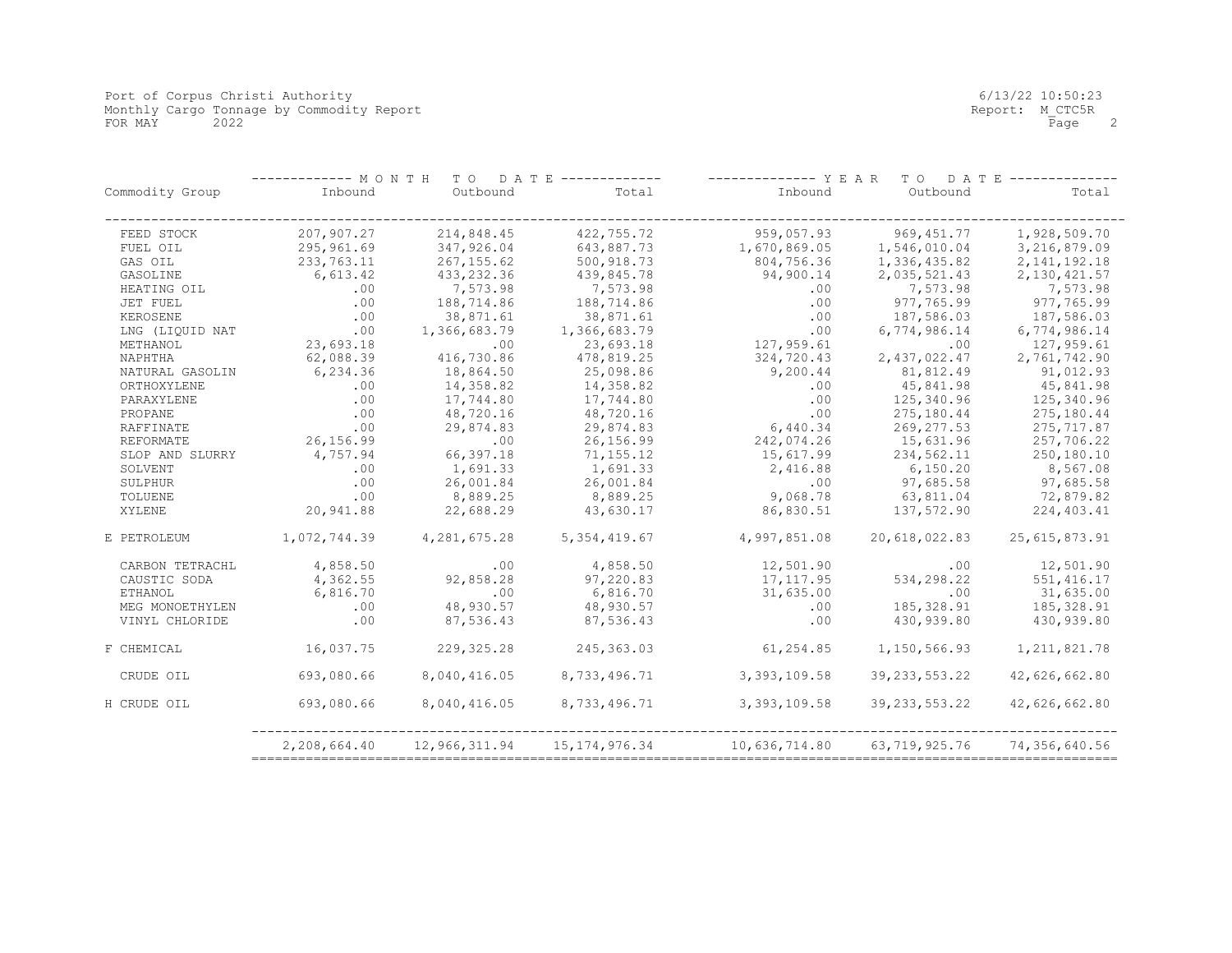Port of Corpus Christi Authority
Monthly Cargo Tonnage by Commodity Report
FOR MAY 2022

6/13/22 10:50:23
Report: M_CTC5R

| Commodity Group | MONTH TO DATE | | | YEAR TO DATE | | |
|---|---|---|---|---|---|---|
| | Inbound | Outbound | Total | Inbound | Outbound | Total |
| FEED STOCK | 207,907.27 | 214,848.45 | 422,755.72 | 959,057.93 | 969,451.77 | 1,928,509.70 |
| FUEL OIL | 295,961.69 | 347,926.04 | 643,887.73 | 1,670,869.05 | 1,546,010.04 | 3,216,879.09 |
| GAS OIL | 233,763.11 | 267,155.62 | 500,918.73 | 804,756.36 | 1,336,435.82 | 2,141,192.18 |
| GASOLINE | 6,613.42 | 433,232.36 | 439,845.78 | 94,900.14 | 2,035,521.43 | 2,130,421.57 |
| HEATING OIL | .00 | 7,573.98 | 7,573.98 | .00 | 7,573.98 | 7,573.98 |
| JET FUEL | .00 | 188,714.86 | 188,714.86 | .00 | 977,765.99 | 977,765.99 |
| KEROSENE | .00 | 38,871.61 | 38,871.61 | .00 | 187,586.03 | 187,586.03 |
| LNG (LIQUID NAT | .00 | 1,366,683.79 | 1,366,683.79 | .00 | 6,774,986.14 | 6,774,986.14 |
| METHANOL | 23,693.18 | .00 | 23,693.18 | 127,959.61 | .00 | 127,959.61 |
| NAPHTHA | 62,088.39 | 416,730.86 | 478,819.25 | 324,720.43 | 2,437,022.47 | 2,761,742.90 |
| NATURAL GASOLIN | 6,234.36 | 18,864.50 | 25,098.86 | 9,200.44 | 81,812.49 | 91,012.93 |
| ORTHOXYLENE | .00 | 14,358.82 | 14,358.82 | .00 | 45,841.98 | 45,841.98 |
| PARAXYLENE | .00 | 17,744.80 | 17,744.80 | .00 | 125,340.96 | 125,340.96 |
| PROPANE | .00 | 48,720.16 | 48,720.16 | .00 | 275,180.44 | 275,180.44 |
| RAFFINATE | .00 | 29,874.83 | 29,874.83 | 6,440.34 | 269,277.53 | 275,717.87 |
| REFORMATE | 26,156.99 | .00 | 26,156.99 | 242,074.26 | 15,631.96 | 257,706.22 |
| SLOP AND SLURRY | 4,757.94 | 66,397.18 | 71,155.12 | 15,617.99 | 234,562.11 | 250,180.10 |
| SOLVENT | .00 | 1,691.33 | 1,691.33 | 2,416.88 | 6,150.20 | 8,567.08 |
| SULPHUR | .00 | 26,001.84 | 26,001.84 | .00 | 97,685.58 | 97,685.58 |
| TOLUENE | .00 | 8,889.25 | 8,889.25 | 9,068.78 | 63,811.04 | 72,879.82 |
| XYLENE | 20,941.88 | 22,688.29 | 43,630.17 | 86,830.51 | 137,572.90 | 224,403.41 |
| E PETROLEUM | 1,072,744.39 | 4,281,675.28 | 5,354,419.67 | 4,997,851.08 | 20,618,022.83 | 25,615,873.91 |
| CARBON TETRACHL | 4,858.50 | .00 | 4,858.50 | 12,501.90 | .00 | 12,501.90 |
| CAUSTIC SODA | 4,362.55 | 92,858.28 | 97,220.83 | 17,117.95 | 534,298.22 | 551,416.17 |
| ETHANOL | 6,816.70 | .00 | 6,816.70 | 31,635.00 | .00 | 31,635.00 |
| MEG MONOETHYLEN | .00 | 48,930.57 | 48,930.57 | .00 | 185,328.91 | 185,328.91 |
| VINYL CHLORIDE | .00 | 87,536.43 | 87,536.43 | .00 | 430,939.80 | 430,939.80 |
| F CHEMICAL | 16,037.75 | 229,325.28 | 245,363.03 | 61,254.85 | 1,150,566.93 | 1,211,821.78 |
| CRUDE OIL | 693,080.66 | 8,040,416.05 | 8,733,496.71 | 3,393,109.58 | 39,233,553.22 | 42,626,662.80 |
| H CRUDE OIL | 693,080.66 | 8,040,416.05 | 8,733,496.71 | 3,393,109.58 | 39,233,553.22 | 42,626,662.80 |
| | 2,208,664.40 | 12,966,311.94 | 15,174,976.34 | 10,636,714.80 | 63,719,925.76 | 74,356,640.56 |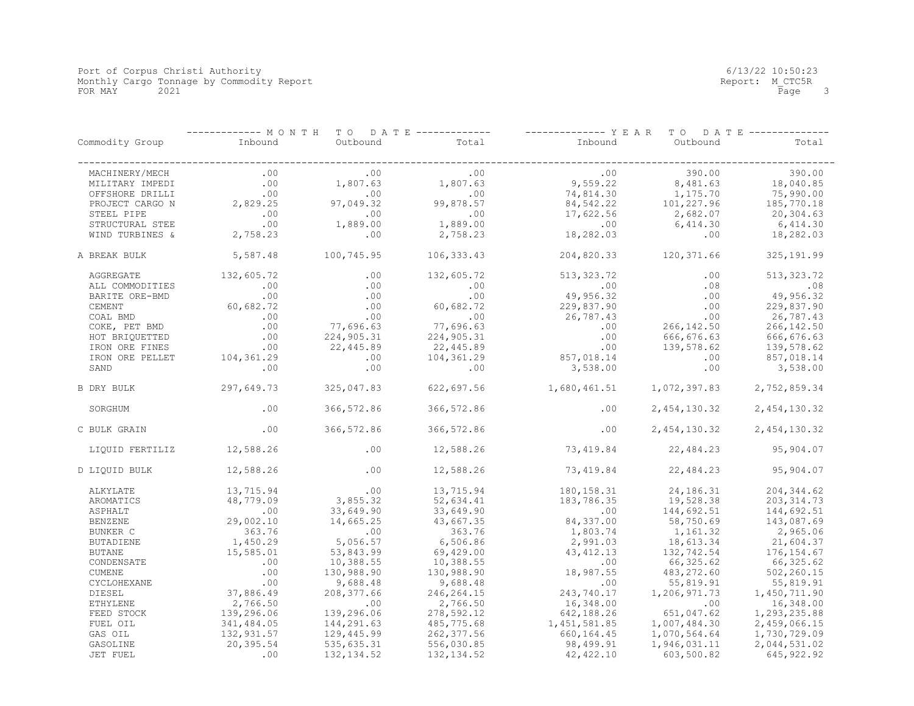Port of Corpus Christi Authority
Monthly Cargo Tonnage by Commodity Report
FOR MAY 2021

6/13/22 10:50:23
Report: M_CTC5R

| Commodity Group | MONTH TO DATE Inbound | MONTH TO DATE Outbound | MONTH TO DATE Total | YEAR TO DATE Inbound | YEAR TO DATE Outbound | YEAR TO DATE Total |
|---|---|---|---|---|---|---|
| MACHINERY/MECH | .00 | .00 | .00 | .00 | 390.00 | 390.00 |
| MILITARY IMPEDI | .00 | 1,807.63 | 1,807.63 | 9,559.22 | 8,481.63 | 18,040.85 |
| OFFSHORE DRILLI | .00 | .00 | .00 | 74,814.30 | 1,175.70 | 75,990.00 |
| PROJECT CARGO N | 2,829.25 | 97,049.32 | 99,878.57 | 84,542.22 | 101,227.96 | 185,770.18 |
| STEEL PIPE | .00 | .00 | .00 | 17,622.56 | 2,682.07 | 20,304.63 |
| STRUCTURAL STEE | .00 | 1,889.00 | 1,889.00 | .00 | 6,414.30 | 6,414.30 |
| WIND TURBINES & | 2,758.23 | .00 | 2,758.23 | 18,282.03 | .00 | 18,282.03 |
| A BREAK BULK | 5,587.48 | 100,745.95 | 106,333.43 | 204,820.33 | 120,371.66 | 325,191.99 |
| AGGREGATE | 132,605.72 | .00 | 132,605.72 | 513,323.72 | .00 | 513,323.72 |
| ALL COMMODITIES | .00 | .00 | .00 | .00 | .08 | .08 |
| BARITE ORE-BMD | .00 | .00 | .00 | 49,956.32 | .00 | 49,956.32 |
| CEMENT | 60,682.72 | .00 | 60,682.72 | 229,837.90 | .00 | 229,837.90 |
| COAL BMD | .00 | .00 | .00 | 26,787.43 | .00 | 26,787.43 |
| COKE, PET BMD | .00 | 77,696.63 | 77,696.63 | .00 | 266,142.50 | 266,142.50 |
| HOT BRIQUETTED | .00 | 224,905.31 | 224,905.31 | .00 | 666,676.63 | 666,676.63 |
| IRON ORE FINES | .00 | 22,445.89 | 22,445.89 | .00 | 139,578.62 | 139,578.62 |
| IRON ORE PELLET | 104,361.29 | .00 | 104,361.29 | 857,018.14 | .00 | 857,018.14 |
| SAND | .00 | .00 | .00 | 3,538.00 | .00 | 3,538.00 |
| B DRY BULK | 297,649.73 | 325,047.83 | 622,697.56 | 1,680,461.51 | 1,072,397.83 | 2,752,859.34 |
| SORGHUM | .00 | 366,572.86 | 366,572.86 | .00 | 2,454,130.32 | 2,454,130.32 |
| C BULK GRAIN | .00 | 366,572.86 | 366,572.86 | .00 | 2,454,130.32 | 2,454,130.32 |
| LIQUID FERTILIZ | 12,588.26 | .00 | 12,588.26 | 73,419.84 | 22,484.23 | 95,904.07 |
| D LIQUID BULK | 12,588.26 | .00 | 12,588.26 | 73,419.84 | 22,484.23 | 95,904.07 |
| ALKYLATE | 13,715.94 | .00 | 13,715.94 | 180,158.31 | 24,186.31 | 204,344.62 |
| AROMATICS | 48,779.09 | 3,855.32 | 52,634.41 | 183,786.35 | 19,528.38 | 203,314.73 |
| ASPHALT | .00 | 33,649.90 | 33,649.90 | .00 | 144,692.51 | 144,692.51 |
| BENZENE | 29,002.10 | 14,665.25 | 43,667.35 | 84,337.00 | 58,750.69 | 143,087.69 |
| BUNKER C | 363.76 | .00 | 363.76 | 1,803.74 | 1,161.32 | 2,965.06 |
| BUTADIENE | 1,450.29 | 5,056.57 | 6,506.86 | 2,991.03 | 18,613.34 | 21,604.37 |
| BUTANE | 15,585.01 | 53,843.99 | 69,429.00 | 43,412.13 | 132,742.54 | 176,154.67 |
| CONDENSATE | .00 | 10,388.55 | 10,388.55 | .00 | 66,325.62 | 66,325.62 |
| CUMENE | .00 | 130,988.90 | 130,988.90 | 18,987.55 | 483,272.60 | 502,260.15 |
| CYCLOHEXANE | .00 | 9,688.48 | 9,688.48 | .00 | 55,819.91 | 55,819.91 |
| DIESEL | 37,886.49 | 208,377.66 | 246,264.15 | 243,740.17 | 1,206,971.73 | 1,450,711.90 |
| ETHYLENE | 2,766.50 | .00 | 2,766.50 | 16,348.00 | .00 | 16,348.00 |
| FEED STOCK | 139,296.06 | 139,296.06 | 278,592.12 | 642,188.26 | 651,047.62 | 1,293,235.88 |
| FUEL OIL | 341,484.05 | 144,291.63 | 485,775.68 | 1,451,581.85 | 1,007,484.30 | 2,459,066.15 |
| GAS OIL | 132,931.57 | 129,445.99 | 262,377.56 | 660,164.45 | 1,070,564.64 | 1,730,729.09 |
| GASOLINE | 20,395.54 | 535,635.31 | 556,030.85 | 98,499.91 | 1,946,031.11 | 2,044,531.02 |
| JET FUEL | .00 | 132,134.52 | 132,134.52 | 42,422.10 | 603,500.82 | 645,922.92 |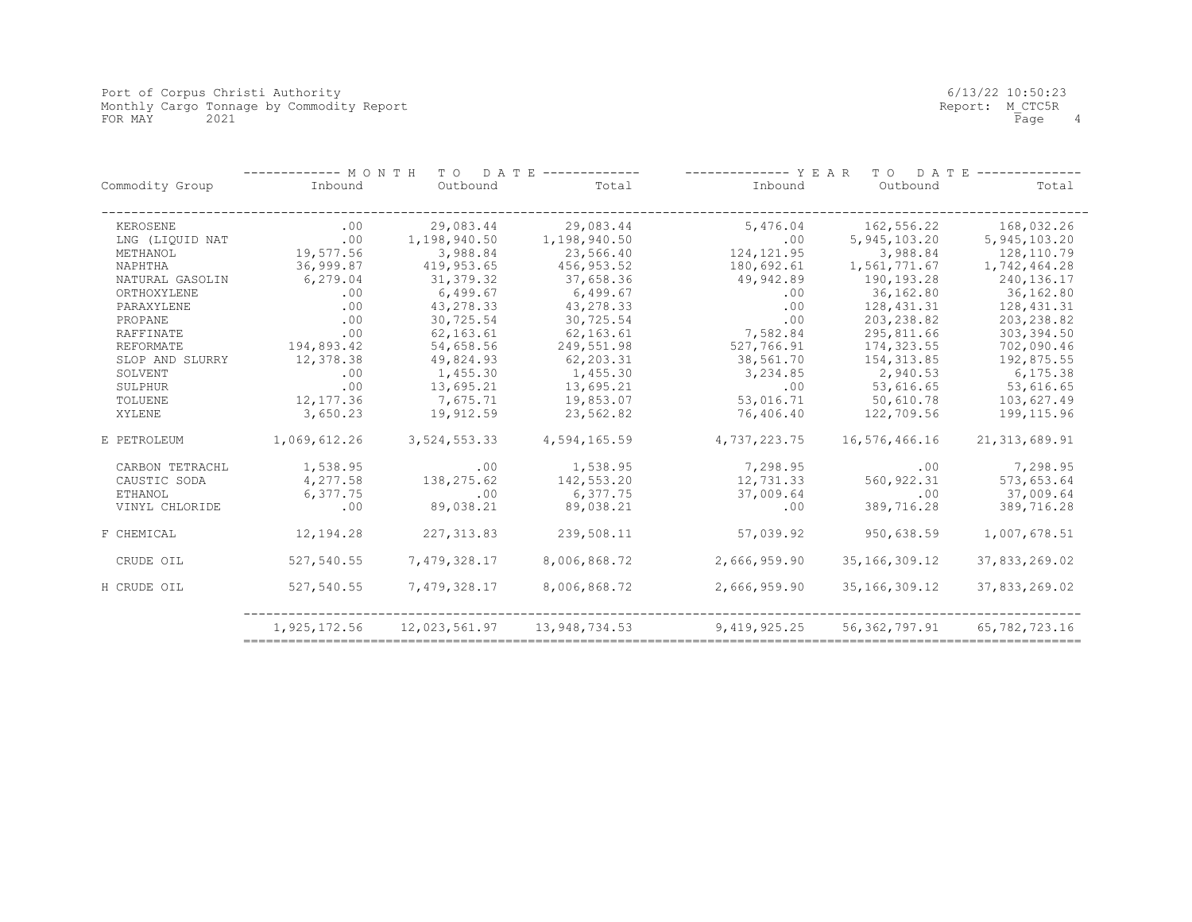Port of Corpus Christi Authority
Monthly Cargo Tonnage by Commodity Report
FOR MAY 2021

6/13/22 10:50:23
Report: M_CTC5R

| Commodity Group | MONTH TO DATE Inbound | MONTH TO DATE Outbound | MONTH TO DATE Total | YEAR TO DATE Inbound | YEAR TO DATE Outbound | YEAR TO DATE Total |
|---|---|---|---|---|---|---|
| KEROSENE | .00 | 29,083.44 | 29,083.44 | 5,476.04 | 162,556.22 | 168,032.26 |
| LNG (LIQUID NAT | .00 | 1,198,940.50 | 1,198,940.50 | .00 | 5,945,103.20 | 5,945,103.20 |
| METHANOL | 19,577.56 | 3,988.84 | 23,566.40 | 124,121.95 | 3,988.84 | 128,110.79 |
| NAPHTHA | 36,999.87 | 419,953.65 | 456,953.52 | 180,692.61 | 1,561,771.67 | 1,742,464.28 |
| NATURAL GASOLIN | 6,279.04 | 31,379.32 | 37,658.36 | 49,942.89 | 190,193.28 | 240,136.17 |
| ORTHOXYLENE | .00 | 6,499.67 | 6,499.67 | .00 | 36,162.80 | 36,162.80 |
| PARAXYLENE | .00 | 43,278.33 | 43,278.33 | .00 | 128,431.31 | 128,431.31 |
| PROPANE | .00 | 30,725.54 | 30,725.54 | .00 | 203,238.82 | 203,238.82 |
| RAFFINATE | .00 | 62,163.61 | 62,163.61 | 7,582.84 | 295,811.66 | 303,394.50 |
| REFORMATE | 194,893.42 | 54,658.56 | 249,551.98 | 527,766.91 | 174,323.55 | 702,090.46 |
| SLOP AND SLURRY | 12,378.38 | 49,824.93 | 62,203.31 | 38,561.70 | 154,313.85 | 192,875.55 |
| SOLVENT | .00 | 1,455.30 | 1,455.30 | 3,234.85 | 2,940.53 | 6,175.38 |
| SULPHUR | .00 | 13,695.21 | 13,695.21 | .00 | 53,616.65 | 53,616.65 |
| TOLUENE | 12,177.36 | 7,675.71 | 19,853.07 | 53,016.71 | 50,610.78 | 103,627.49 |
| XYLENE | 3,650.23 | 19,912.59 | 23,562.82 | 76,406.40 | 122,709.56 | 199,115.96 |
| E PETROLEUM | 1,069,612.26 | 3,524,553.33 | 4,594,165.59 | 4,737,223.75 | 16,576,466.16 | 21,313,689.91 |
| CARBON TETRACHL | 1,538.95 | .00 | 1,538.95 | 7,298.95 | .00 | 7,298.95 |
| CAUSTIC SODA | 4,277.58 | 138,275.62 | 142,553.20 | 12,731.33 | 560,922.31 | 573,653.64 |
| ETHANOL | 6,377.75 | .00 | 6,377.75 | 37,009.64 | .00 | 37,009.64 |
| VINYL CHLORIDE | .00 | 89,038.21 | 89,038.21 | .00 | 389,716.28 | 389,716.28 |
| F CHEMICAL | 12,194.28 | 227,313.83 | 239,508.11 | 57,039.92 | 950,638.59 | 1,007,678.51 |
| CRUDE OIL | 527,540.55 | 7,479,328.17 | 8,006,868.72 | 2,666,959.90 | 35,166,309.12 | 37,833,269.02 |
| H CRUDE OIL | 527,540.55 | 7,479,328.17 | 8,006,868.72 | 2,666,959.90 | 35,166,309.12 | 37,833,269.02 |
| | 1,925,172.56 | 12,023,561.97 | 13,948,734.53 | 9,419,925.25 | 56,362,797.91 | 65,782,723.16 |